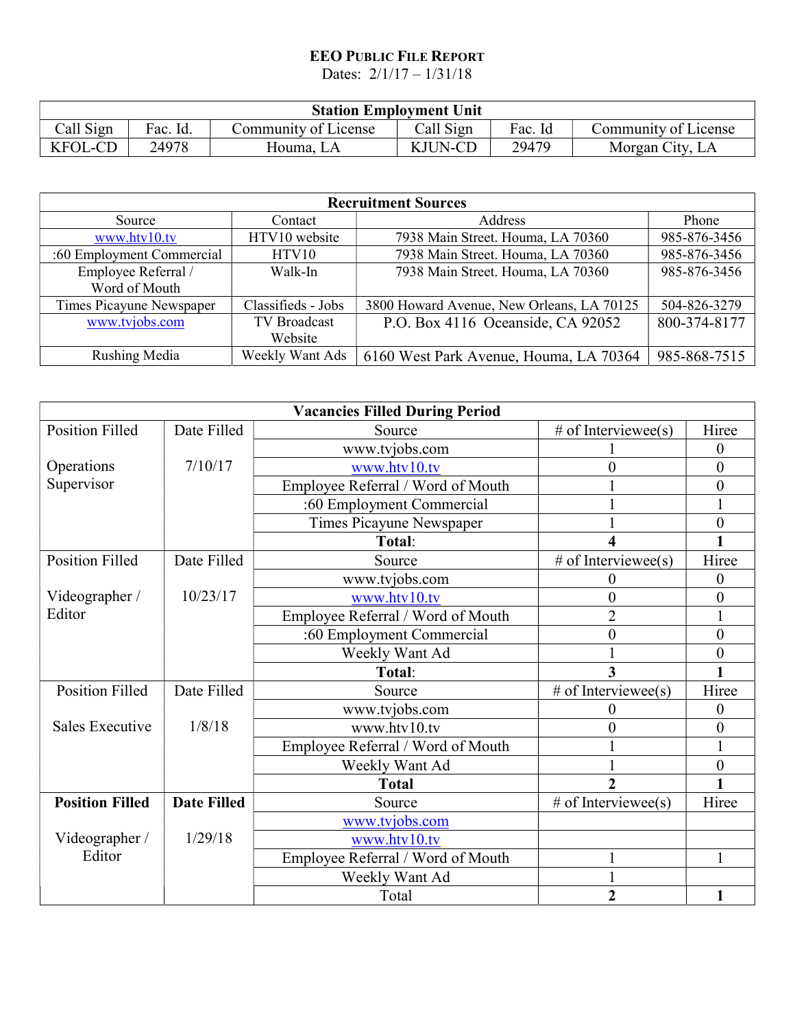# EEO PUBLIC FILE REPORT

Dates: 2/1/17 – 1/31/18

| Station Employment Unit | | | | | |
|---|---|---|---|---|---|
| Call Sign | Fac. Id. | Community of License | Call Sign | Fac. Id | Community of License |
| KFOL-CD | 24978 | Houma, LA | KJUN-CD | 29479 | Morgan City, LA |

| Recruitment Sources | | | |
|---|---|---|---|
| Source | Contact | Address | Phone |
| www.htv10.tv | HTV10 website | 7938 Main Street. Houma, LA 70360 | 985-876-3456 |
| :60 Employment Commercial | HTV10 | 7938 Main Street. Houma, LA 70360 | 985-876-3456 |
| Employee Referral / Word of Mouth | Walk-In | 7938 Main Street. Houma, LA 70360 | 985-876-3456 |
| Times Picayune Newspaper | Classifieds - Jobs | 3800 Howard Avenue, New Orleans, LA 70125 | 504-826-3279 |
| www.tvjobs.com | TV Broadcast Website | P.O. Box 4116 Oceanside, CA 92052 | 800-374-8177 |
| Rushing Media | Weekly Want Ads | 6160 West Park Avenue, Houma, LA 70364 | 985-868-7515 |

| Vacancies Filled During Period | | | | |
|---|---|---|---|---|
| Position Filled | Date Filled | Source | # of Interviewee(s) | Hiree |
| Operations Supervisor | 7/10/17 | www.tvjobs.com | 1 | 0 |
| | | www.htv10.tv | 0 | 0 |
| | | Employee Referral / Word of Mouth | 1 | 0 |
| | | :60 Employment Commercial | 1 | 1 |
| | | Times Picayune Newspaper | 1 | 0 |
| | | **Total**: | **4** | **1** |
| Position Filled | Date Filled | Source | # of Interviewee(s) | Hiree |
| Videographer / Editor | 10/23/17 | www.tvjobs.com | 0 | 0 |
| | | www.htv10.tv | 0 | 0 |
| | | Employee Referral / Word of Mouth | 2 | 1 |
| | | :60 Employment Commercial | 0 | 0 |
| | | Weekly Want Ad | 1 | 0 |
| | | **Total**: | **3** | **1** |
| Position Filled | Date Filled | Source | # of Interviewee(s) | Hiree |
| Sales Executive | 1/8/18 | www.tvjobs.com | 0 | 0 |
| | | www.htv10.tv | 0 | 0 |
| | | Employee Referral / Word of Mouth | 1 | 1 |
| | | Weekly Want Ad | 1 | 0 |
| | | **Total** | **2** | **1** |
| **Position Filled** | **Date Filled** | Source | # of Interviewee(s) | Hiree |
| Videographer / Editor | 1/29/18 | www.tvjobs.com | | |
| | | www.htv10.tv | | |
| | | Employee Referral / Word of Mouth | 1 | 1 |
| | | Weekly Want Ad | 1 | |
| | | Total | **2** | **1** |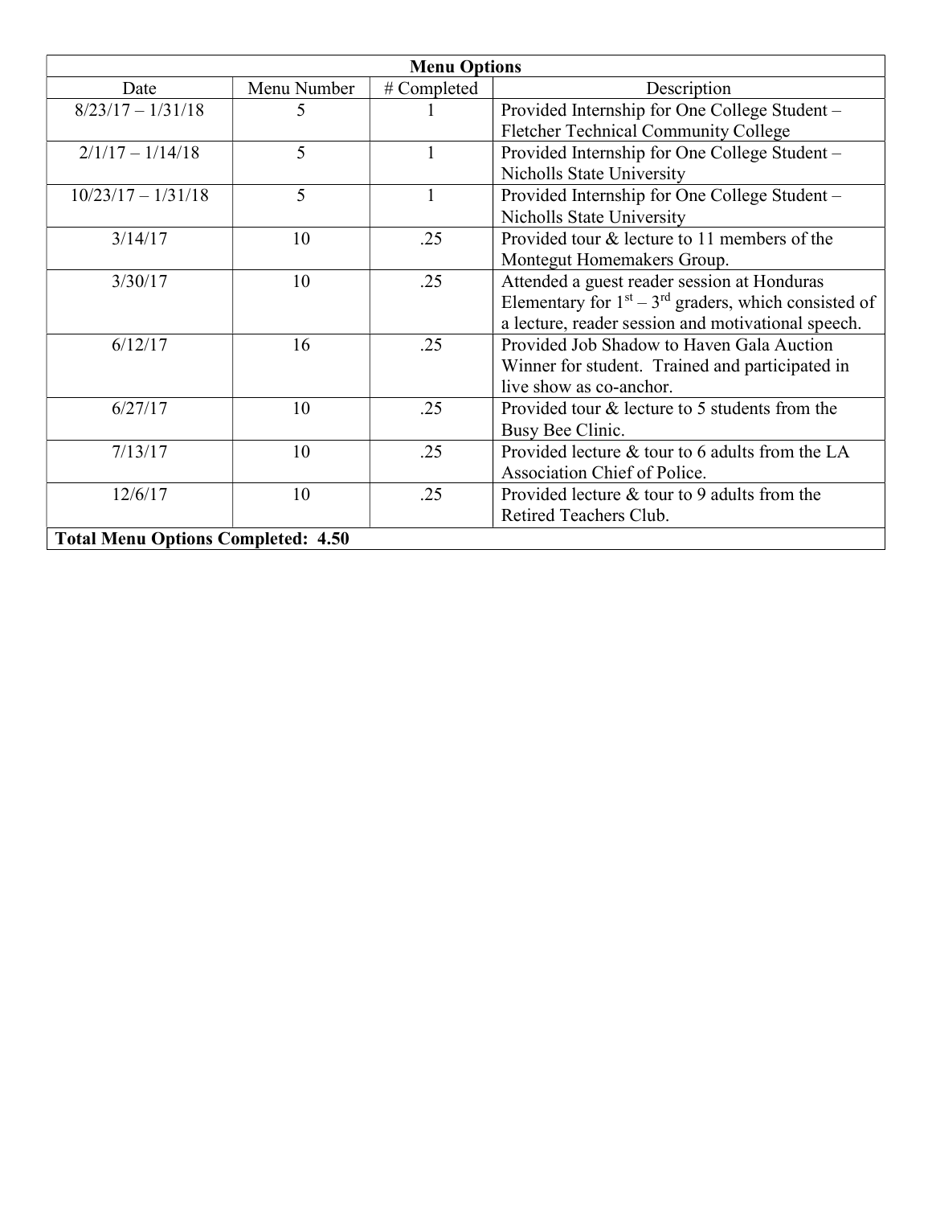| Menu Options | | | |
|---|---|---|---|
| Date | Menu Number | # Completed | Description |
| 8/23/17 – 1/31/18 | 5 | 1 | Provided Internship for One College Student – Fletcher Technical Community College |
| 2/1/17 – 1/14/18 | 5 | 1 | Provided Internship for One College Student – Nicholls State University |
| 10/23/17 – 1/31/18 | 5 | 1 | Provided Internship for One College Student – Nicholls State University |
| 3/14/17 | 10 | .25 | Provided tour & lecture to 11 members of the Montegut Homemakers Group. |
| 3/30/17 | 10 | .25 | Attended a guest reader session at Honduras Elementary for 1st – 3rd graders, which consisted of a lecture, reader session and motivational speech. |
| 6/12/17 | 16 | .25 | Provided Job Shadow to Haven Gala Auction Winner for student. Trained and participated in live show as co-anchor. |
| 6/27/17 | 10 | .25 | Provided tour & lecture to 5 students from the Busy Bee Clinic. |
| 7/13/17 | 10 | .25 | Provided lecture & tour to 6 adults from the LA Association Chief of Police. |
| 12/6/17 | 10 | .25 | Provided lecture & tour to 9 adults from the Retired Teachers Club. |
| **Total Menu Options Completed: 4.50** | | | |